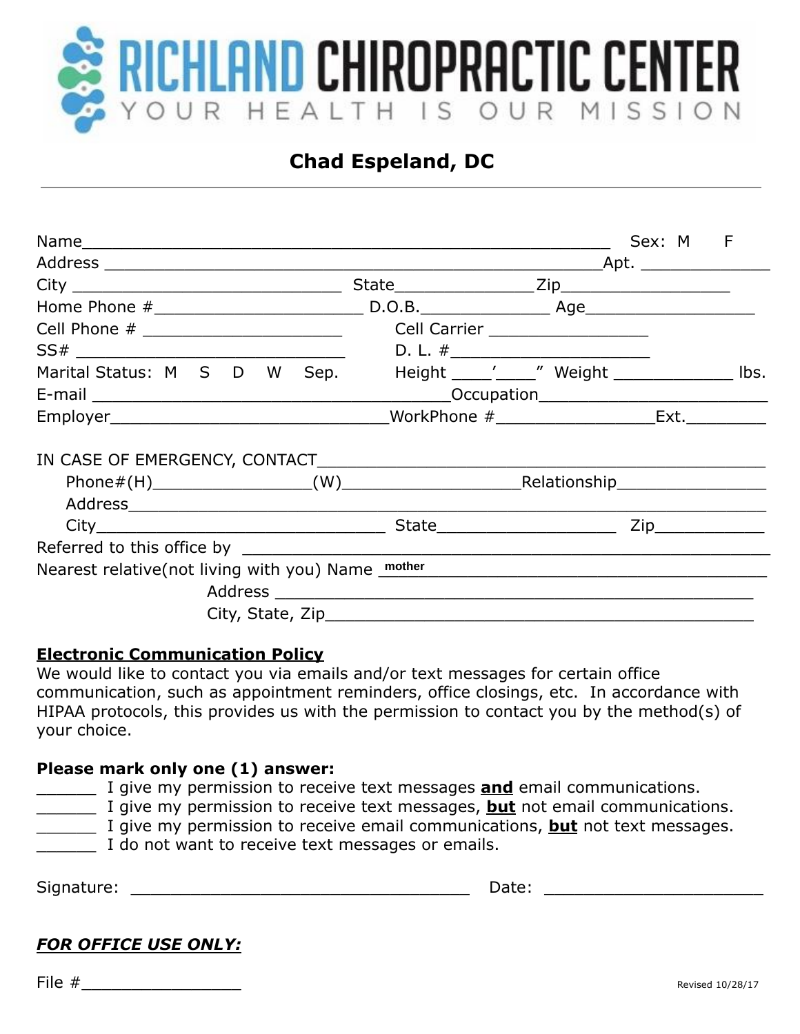# RICHLAND CHIROPRACTIC CENTER

YOUR HEALTH IS OUR MISSION

## Chad Espeland, DC

---

Name_______________________________________________ Sex: M F

Address ______________________________________________Apt. ____________

City __________________________ State______________Zip_________________

Home Phone #_____________________ D.O.B.____________ Age_________________

Cell Phone # _____________________ Cell Carrier ________________

SS# ___________________________ D. L. #_____________________

Marital Status: M S D W Sep. Height ____'____" Weight ____________ lbs.

E-mail ___________________________________Occupation______________________

Employer___________________________WorkPhone #_______________Ext.________

IN CASE OF EMERGENCY, CONTACT____________________________________________

Phone#(H)________________(W)__________________Relationship_______________

Address_________________________________________________________________

City______________________________ State__________________ Zip___________

Referred to this office by ______________________________________________

Nearest relative(not living with you) Name mother ___________________________________

Address ____________________________________________

City, State, Zip____________________________________________

**Electronic Communication Policy**

We would like to contact you via emails and/or text messages for certain office communication, such as appointment reminders, office closings, etc. In accordance with HIPAA protocols, this provides us with the permission to contact you by the method(s) of your choice.

**Please mark only one (1) answer:**

______ I give my permission to receive text messages **and** email communications.
______ I give my permission to receive text messages, **but** not email communications.
______ I give my permission to receive email communications, **but** not text messages.
______ I do not want to receive text messages or emails.

Signature: _________________________________ Date: _____________________

***FOR OFFICE USE ONLY:***

File #________________

Revised 10/28/17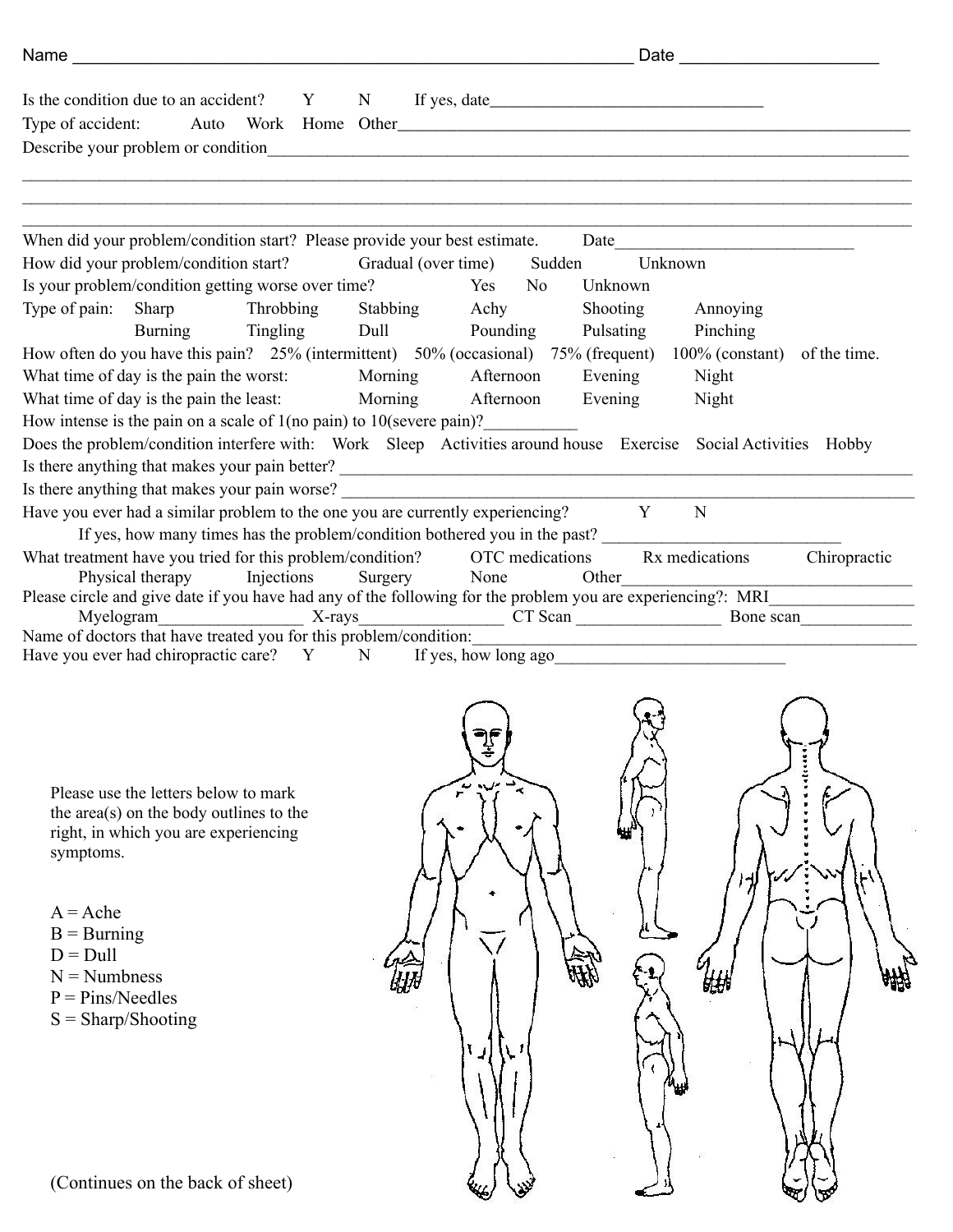Name ____________________________________________________________ Date ____________________

Is the condition due to an accident? Y N If yes, date________________________________

Type of accident: Auto Work Home Other____________________________________________________________

Describe your problem or condition______________________________________________________________________________

______________________________________________________________________________________________________

______________________________________________________________________________________________________

______________________________________________________________________________________________________

When did your problem/condition start? Please provide your best estimate. Date____________________________

How did your problem/condition start? Gradual (over time) Sudden Unknown

Is your problem/condition getting worse over time? Yes No Unknown

Type of pain: Sharp Throbbing Stabbing Achy Shooting Annoying
Burning Tingling Dull Pounding Pulsating Pinching

How often do you have this pain? 25% (intermittent) 50% (occasional) 75% (frequent) 100% (constant) of the time.

What time of day is the pain the worst: Morning Afternoon Evening Night

What time of day is the pain the least: Morning Afternoon Evening Night

How intense is the pain on a scale of 1(no pain) to 10(severe pain)?___________

Does the problem/condition interfere with: Work Sleep Activities around house Exercise Social Activities Hobby

Is there anything that makes your pain better? ________________________________________________________________

Is there anything that makes your pain worse? ________________________________________________________________

Have you ever had a similar problem to the one you are currently experiencing? Y N

If yes, how many times has the problem/condition bothered you in the past? ____________________________

What treatment have you tried for this problem/condition? OTC medications Rx medications Chiropractic
Physical therapy Injections Surgery None Other___________________________________

Please circle and give date if you have had any of the following for the problem you are experiencing?: MRI________________
Myelogram_________________ X-rays_________________ CT Scan _________________ Bone scan_____________

Name of doctors that have treated you for this problem/condition:_______________________________________________________

Have you ever had chiropractic care? Y N If yes, how long ago___________________________

Please use the letters below to mark the area(s) on the body outlines to the right, in which you are experiencing symptoms.

A = Ache
B = Burning
D = Dull
N = Numbness
P = Pins/Needles
S = Sharp/Shooting

(Continues on the back of sheet)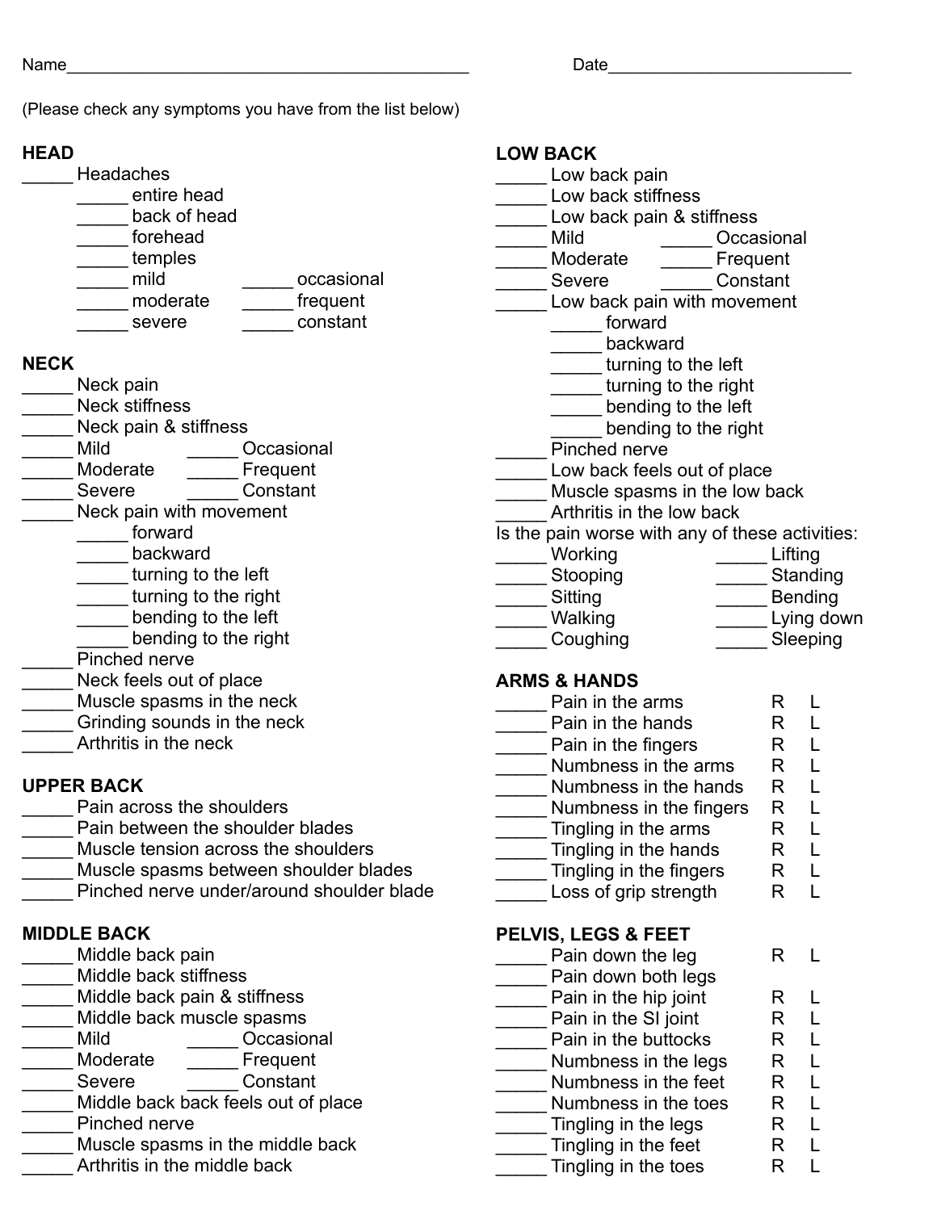Name_____________________________________________ Date___________________________

(Please check any symptoms you have from the list below)

## HEAD

_____ Headaches
- _____ entire head
- _____ back of head
- _____ forehead
- _____ temples
- _____ mild _____ occasional
- _____ moderate _____ frequent
- _____ severe _____ constant

## NECK

_____ Neck pain
_____ Neck stiffness
_____ Neck pain & stiffness
_____ Mild _____ Occasional
_____ Moderate _____ Frequent
_____ Severe _____ Constant
_____ Neck pain with movement
- _____ forward
- _____ backward
- _____ turning to the left
- _____ turning to the right
- _____ bending to the left
- _____ bending to the right

_____ Pinched nerve
_____ Neck feels out of place
_____ Muscle spasms in the neck
_____ Grinding sounds in the neck
_____ Arthritis in the neck

## UPPER BACK

_____ Pain across the shoulders
_____ Pain between the shoulder blades
_____ Muscle tension across the shoulders
_____ Muscle spasms between shoulder blades
_____ Pinched nerve under/around shoulder blade

## MIDDLE BACK

_____ Middle back pain
_____ Middle back stiffness
_____ Middle back pain & stiffness
_____ Middle back muscle spasms
_____ Mild _____ Occasional
_____ Moderate _____ Frequent
_____ Severe _____ Constant
_____ Middle back back feels out of place
_____ Pinched nerve
_____ Muscle spasms in the middle back
_____ Arthritis in the middle back

## LOW BACK

_____ Low back pain
_____ Low back stiffness
_____ Low back pain & stiffness
_____ Mild _____ Occasional
_____ Moderate _____ Frequent
_____ Severe _____ Constant
_____ Low back pain with movement
- _____ forward
- _____ backward
- _____ turning to the left
- _____ turning to the right
- _____ bending to the left
- _____ bending to the right

_____ Pinched nerve
_____ Low back feels out of place
_____ Muscle spasms in the low back
_____ Arthritis in the low back

Is the pain worse with any of these activities:

_____ Working _____ Lifting
_____ Stooping _____ Standing
_____ Sitting _____ Bending
_____ Walking _____ Lying down
_____ Coughing _____ Sleeping

## ARMS & HANDS

_____ Pain in the arms R L
_____ Pain in the hands R L
_____ Pain in the fingers R L
_____ Numbness in the arms R L
_____ Numbness in the hands R L
_____ Numbness in the fingers R L
_____ Tingling in the arms R L
_____ Tingling in the hands R L
_____ Tingling in the fingers R L
_____ Loss of grip strength R L

## PELVIS, LEGS & FEET

_____ Pain down the leg R L
_____ Pain down both legs
_____ Pain in the hip joint R L
_____ Pain in the SI joint R L
_____ Pain in the buttocks R L
_____ Numbness in the legs R L
_____ Numbness in the feet R L
_____ Numbness in the toes R L
_____ Tingling in the legs R L
_____ Tingling in the feet R L
_____ Tingling in the toes R L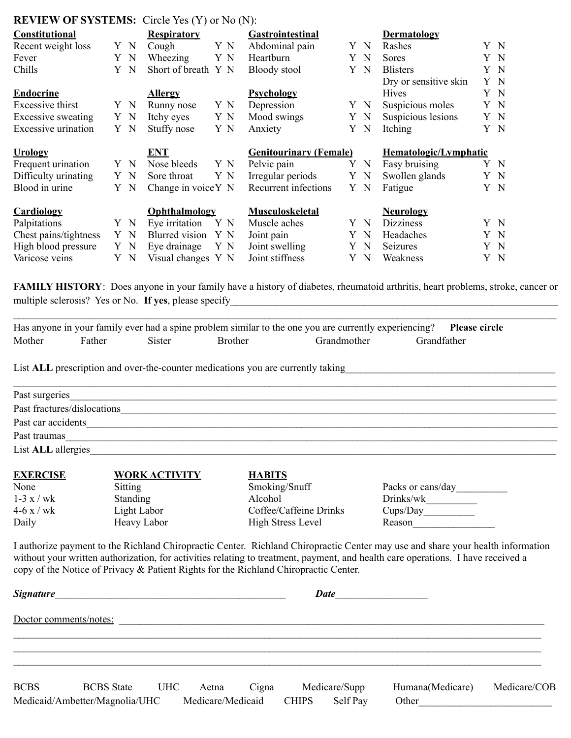**REVIEW OF SYSTEMS:** Circle Yes (Y) or No (N):

| **Constitutional** | | **Respiratory** | | **Gastrointestinal** | | **Dermatology** | |
|---|---|---|---|---|---|---|---|
| Recent weight loss | Y N | Cough | Y N | Abdominal pain | Y N | Rashes | Y N |
| Fever | Y N | Wheezing | Y N | Heartburn | Y N | Sores | Y N |
| Chills | Y N | Short of breath | Y N | Bloody stool | Y N | Blisters | Y N |
| | | | | | | Dry or sensitive skin | Y N |
| **Endocrine** | | **Allergy** | | **Psychology** | | Hives | Y N |
| Excessive thirst | Y N | Runny nose | Y N | Depression | Y N | Suspicious moles | Y N |
| Excessive sweating | Y N | Itchy eyes | Y N | Mood swings | Y N | Suspicious lesions | Y N |
| Excessive urination | Y N | Stuffy nose | Y N | Anxiety | Y N | Itching | Y N |
| **Urology** | | **ENT** | | **Genitourinary (Female)** | | **Hematologic/Lymphatic** | |
| Frequent urination | Y N | Nose bleeds | Y N | Pelvic pain | Y N | Easy bruising | Y N |
| Difficulty urinating | Y N | Sore throat | Y N | Irregular periods | Y N | Swollen glands | Y N |
| Blood in urine | Y N | Change in voice | Y N | Recurrent infections | Y N | Fatigue | Y N |
| **Cardiology** | | **Ophthalmology** | | **Musculoskeletal** | | **Neurology** | |
| Palpitations | Y N | Eye irritation | Y N | Muscle aches | Y N | Dizziness | Y N |
| Chest pains/tightness | Y N | Blurred vision | Y N | Joint pain | Y N | Headaches | Y N |
| High blood pressure | Y N | Eye drainage | Y N | Joint swelling | Y N | Seizures | Y N |
| Varicose veins | Y N | Visual changes | Y N | Joint stiffness | Y N | Weakness | Y N |

**FAMILY HISTORY**: Does anyone in your family have a history of diabetes, rheumatoid arthritis, heart problems, stroke, cancer or multiple sclerosis? Yes or No. **If yes**, please specify_______________________________________________

_______________________________________________

Has anyone in your family ever had a spine problem similar to the one you are currently experiencing? **Please circle**

Mother Father Sister Brother Grandmother Grandfather

List **ALL** prescription and over-the-counter medications you are currently taking_______________________________

_______________________________________________

Past surgeries_______________________________________________

Past fractures/dislocations_______________________________________________

Past car accidents_______________________________________________

Past traumas_______________________________________________

List **ALL** allergies_______________________________________________

| **EXERCISE** | **WORK ACTIVITY** | **HABITS** | |
|---|---|---|---|
| None | Sitting | Smoking/Snuff | Packs or cans/day__________ |
| 1-3 x / wk | Standing | Alcohol | Drinks/wk__________ |
| 4-6 x / wk | Light Labor | Coffee/Caffeine Drinks | Cups/Day__________ |
| Daily | Heavy Labor | High Stress Level | Reason________________ |

I authorize payment to the Richland Chiropractic Center. Richland Chiropractic Center may use and share your health information without your written authorization, for activities relating to treatment, payment, and health care operations. I have received a copy of the Notice of Privacy & Patient Rights for the Richland Chiropractic Center.

***Signature***_______________________________________________ ***Date***__________________

Doctor comments/notes: _______________________________________________

_______________________________________________

_______________________________________________

_______________________________________________

BCBS BCBS State UHC Aetna Cigna Medicare/Supp Humana(Medicare) Medicare/COB

Medicaid/Ambetter/Magnolia/UHC Medicare/Medicaid CHIPS Self Pay Other__________________________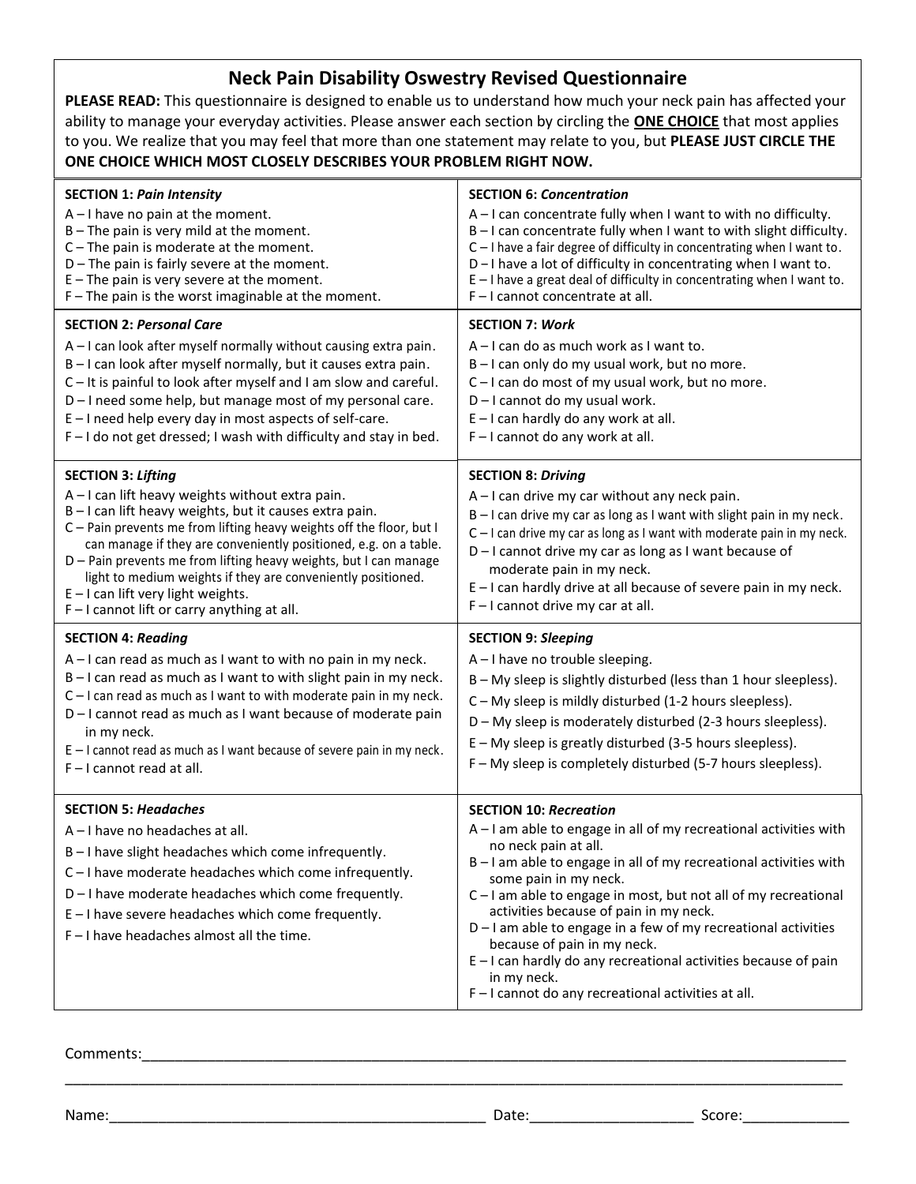# Neck Pain Disability Oswestry Revised Questionnaire

**PLEASE READ:** This questionnaire is designed to enable us to understand how much your neck pain has affected your ability to manage your everyday activities. Please answer each section by circling the **ONE CHOICE** that most applies to you. We realize that you may feel that more than one statement may relate to you, but **PLEASE JUST CIRCLE THE ONE CHOICE WHICH MOST CLOSELY DESCRIBES YOUR PROBLEM RIGHT NOW.**

**SECTION 1:** ***Pain Intensity***

A – I have no pain at the moment.
B – The pain is very mild at the moment.
C – The pain is moderate at the moment.
D – The pain is fairly severe at the moment.
E – The pain is very severe at the moment.
F – The pain is the worst imaginable at the moment.

**SECTION 2:** ***Personal Care***

A – I can look after myself normally without causing extra pain.
B – I can look after myself normally, but it causes extra pain.
C – It is painful to look after myself and I am slow and careful.
D – I need some help, but manage most of my personal care.
E – I need help every day in most aspects of self-care.
F – I do not get dressed; I wash with difficulty and stay in bed.

**SECTION 3:** ***Lifting***

A – I can lift heavy weights without extra pain.
B – I can lift heavy weights, but it causes extra pain.
C – Pain prevents me from lifting heavy weights off the floor, but I can manage if they are conveniently positioned, e.g. on a table.
D – Pain prevents me from lifting heavy weights, but I can manage light to medium weights if they are conveniently positioned.
E – I can lift very light weights.
F – I cannot lift or carry anything at all.

**SECTION 4:** ***Reading***

A – I can read as much as I want to with no pain in my neck.
B – I can read as much as I want to with slight pain in my neck.
C – I can read as much as I want to with moderate pain in my neck.
D – I cannot read as much as I want because of moderate pain in my neck.
E – I cannot read as much as I want because of severe pain in my neck.
F – I cannot read at all.

**SECTION 5:** ***Headaches***

A – I have no headaches at all.
B – I have slight headaches which come infrequently.
C – I have moderate headaches which come infrequently.
D – I have moderate headaches which come frequently.
E – I have severe headaches which come frequently.
F – I have headaches almost all the time.

**SECTION 6:** ***Concentration***

A – I can concentrate fully when I want to with no difficulty.
B – I can concentrate fully when I want to with slight difficulty.
C – I have a fair degree of difficulty in concentrating when I want to.
D – I have a lot of difficulty in concentrating when I want to.
E – I have a great deal of difficulty in concentrating when I want to.
F – I cannot concentrate at all.

**SECTION 7:** ***Work***

A – I can do as much work as I want to.
B – I can only do my usual work, but no more.
C – I can do most of my usual work, but no more.
D – I cannot do my usual work.
E – I can hardly do any work at all.
F – I cannot do any work at all.

**SECTION 8:** ***Driving***

A – I can drive my car without any neck pain.
B – I can drive my car as long as I want with slight pain in my neck.
C – I can drive my car as long as I want with moderate pain in my neck.
D – I cannot drive my car as long as I want because of moderate pain in my neck.
E – I can hardly drive at all because of severe pain in my neck.
F – I cannot drive my car at all.

**SECTION 9:** ***Sleeping***

A – I have no trouble sleeping.
B – My sleep is slightly disturbed (less than 1 hour sleepless).
C – My sleep is mildly disturbed (1-2 hours sleepless).
D – My sleep is moderately disturbed (2-3 hours sleepless).
E – My sleep is greatly disturbed (3-5 hours sleepless).
F – My sleep is completely disturbed (5-7 hours sleepless).

**SECTION 10:** ***Recreation***

A – I am able to engage in all of my recreational activities with no neck pain at all.
B – I am able to engage in all of my recreational activities with some pain in my neck.
C – I am able to engage in most, but not all of my recreational activities because of pain in my neck.
D – I am able to engage in a few of my recreational activities because of pain in my neck.
E – I can hardly do any recreational activities because of pain in my neck.
F – I cannot do any recreational activities at all.

Comments:______________________________________________________________________________

_______________________________________________________________________________________

Name:_______________________________________ Date:__________________ Score:____________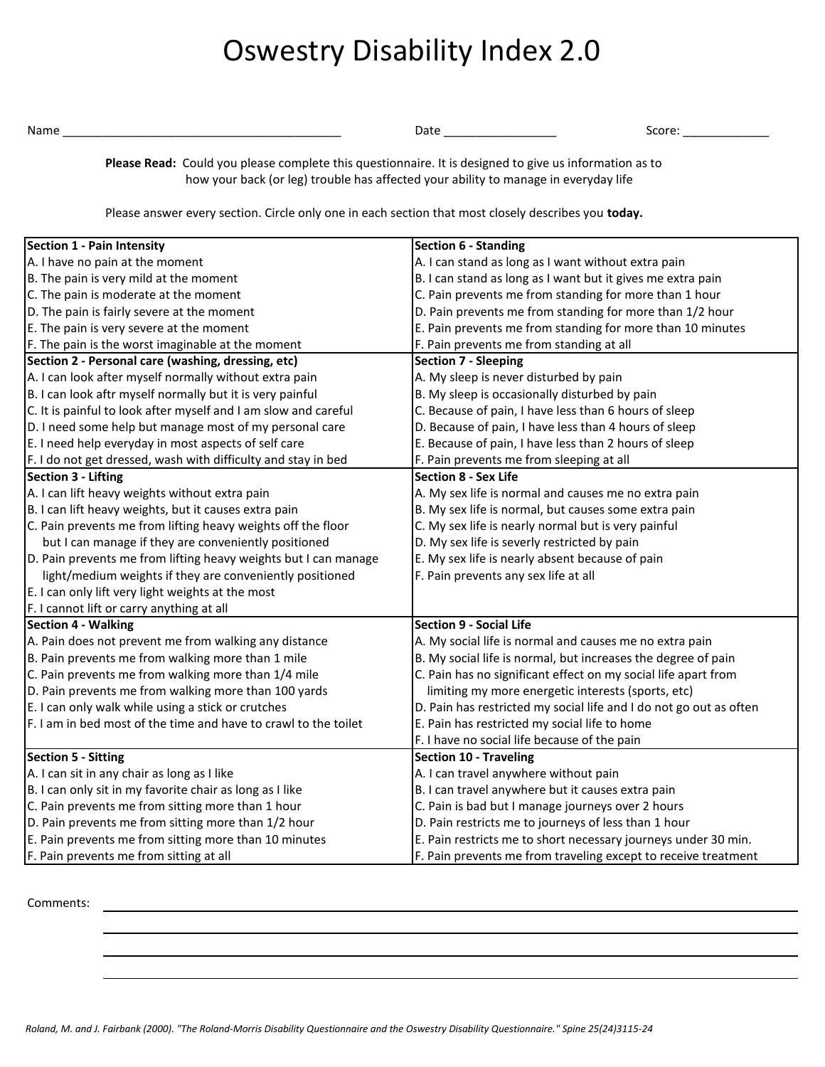# Oswestry Disability Index 2.0

Name ________________________________________ Date ________________ Score: ____________

**Please Read:** Could you please complete this questionnaire. It is designed to give us information as to how your back (or leg) trouble has affected your ability to manage in everyday life

Please answer every section. Circle only one in each section that most closely describes you **today.**

| | |
|---|---|
| **Section 1 - Pain Intensity** | **Section 6 - Standing** |
| A. I have no pain at the moment | A. I can stand as long as I want without extra pain |
| B. The pain is very mild at the moment | B. I can stand as long as I want but it gives me extra pain |
| C. The pain is moderate at the moment | C. Pain prevents me from standing for more than 1 hour |
| D. The pain is fairly severe at the moment | D. Pain prevents me from standing for more than 1/2 hour |
| E. The pain is very severe at the moment | E. Pain prevents me from standing for more than 10 minutes |
| F. The pain is the worst imaginable at the moment | F. Pain prevents me from standing at all |
| **Section 2 - Personal care (washing, dressing, etc)** | **Section 7 - Sleeping** |
| A. I can look after myself normally without extra pain | A. My sleep is never disturbed by pain |
| B. I can look aftr myself normally but it is very painful | B. My sleep is occasionally disturbed by pain |
| C. It is painful to look after myself and I am slow and careful | C. Because of pain, I have less than 6 hours of sleep |
| D. I need some help but manage most of my personal care | D. Because of pain, I have less than 4 hours of sleep |
| E. I need help everyday in most aspects of self care | E. Because of pain, I have less than 2 hours of sleep |
| F. I do not get dressed, wash with difficulty and stay in bed | F. Pain prevents me from sleeping at all |
| **Section 3 - Lifting** | **Section 8 - Sex Life** |
| A. I can lift heavy weights without extra pain | A. My sex life is normal and causes me no extra pain |
| B. I can lift heavy weights, but it causes extra pain | B. My sex life is normal, but causes some extra pain |
| C. Pain prevents me from lifting heavy weights off the floor but I can manage if they are conveniently positioned | C. My sex life is nearly normal but is very painful |
| D. Pain prevents me from lifting heavy weights but I can manage light/medium weights if they are conveniently positioned | D. My sex life is severly restricted by pain |
| E. I can only lift very light weights at the most | E. My sex life is nearly absent because of pain |
| F. I cannot lift or carry anything at all | F. Pain prevents any sex life at all |
| **Section 4 - Walking** | **Section 9 - Social Life** |
| A. Pain does not prevent me from walking any distance | A. My social life is normal and causes me no extra pain |
| B. Pain prevents me from walking more than 1 mile | B. My social life is normal, but increases the degree of pain |
| C. Pain prevents me from walking more than 1/4 mile | C. Pain has no significant effect on my social life apart from limiting my more energetic interests (sports, etc) |
| D. Pain prevents me from walking more than 100 yards | D. Pain has restricted my social life and I do not go out as often |
| E. I can only walk while using a stick or crutches | E. Pain has restricted my social life to home |
| F. I am in bed most of the time and have to crawl to the toilet | F. I have no social life because of the pain |
| **Section 5 - Sitting** | **Section 10 - Traveling** |
| A. I can sit in any chair as long as I like | A. I can travel anywhere without pain |
| B. I can only sit in my favorite chair as long as I like | B. I can travel anywhere but it causes extra pain |
| C. Pain prevents me from sitting more than 1 hour | C. Pain is bad but I manage journeys over 2 hours |
| D. Pain prevents me from sitting more than 1/2 hour | D. Pain restricts me to journeys of less than 1 hour |
| E. Pain prevents me from sitting more than 10 minutes | E. Pain restricts me to short necessary journeys under 30 min. |
| F. Pain prevents me from sitting at all | F. Pain prevents me from traveling except to receive treatment |

Comments: ____________________________________________

____________________________________________

____________________________________________

____________________________________________

*Roland, M. and J. Fairbank (2000). "The Roland-Morris Disability Questionnaire and the Oswestry Disability Questionnaire." Spine 25(24)3115-24*